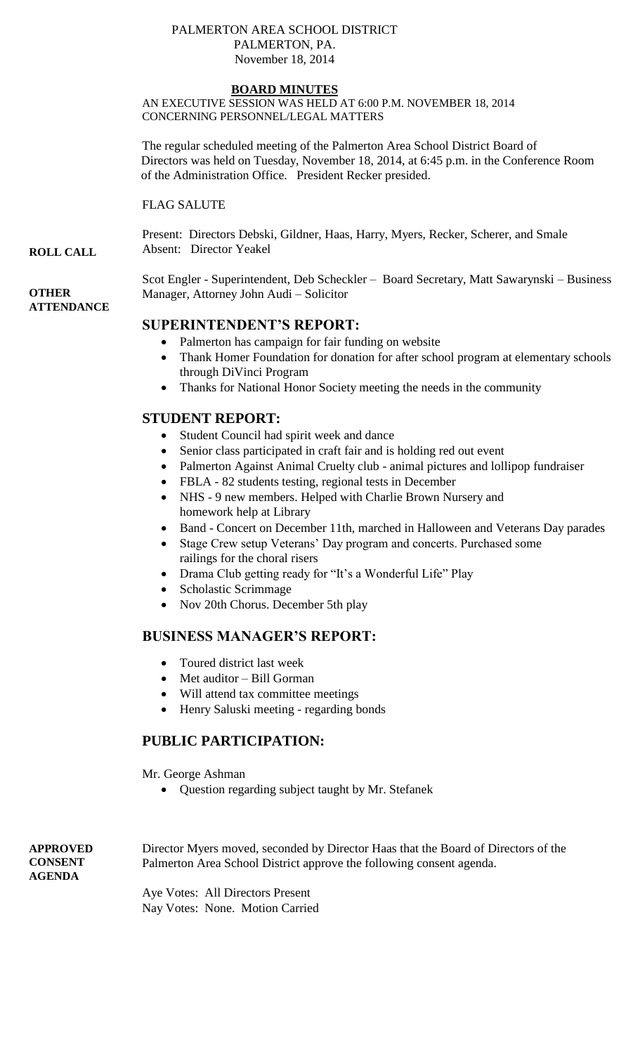PALMERTON AREA SCHOOL DISTRICT
PALMERTON, PA.
November 18, 2014

# BOARD MINUTES

AN EXECUTIVE SESSION WAS HELD AT 6:00 P.M. NOVEMBER 18, 2014 CONCERNING PERSONNEL/LEGAL MATTERS

The regular scheduled meeting of the Palmerton Area School District Board of Directors was held on Tuesday, November 18, 2014, at 6:45 p.m. in the Conference Room of the Administration Office. President Recker presided.

FLAG SALUTE

**ROLL CALL**

Present: Directors Debski, Gildner, Haas, Harry, Myers, Recker, Scherer, and Smale
Absent: Director Yeakel

**OTHER ATTENDANCE**

Scot Engler - Superintendent, Deb Scheckler – Board Secretary, Matt Sawarynski – Business Manager, Attorney John Audi – Solicitor

## SUPERINTENDENT'S REPORT:

- Palmerton has campaign for fair funding on website
- Thank Homer Foundation for donation for after school program at elementary schools through DiVinci Program
- Thanks for National Honor Society meeting the needs in the community

## STUDENT REPORT:

- Student Council had spirit week and dance
- Senior class participated in craft fair and is holding red out event
- Palmerton Against Animal Cruelty club - animal pictures and lollipop fundraiser
- FBLA - 82 students testing, regional tests in December
- NHS - 9 new members. Helped with Charlie Brown Nursery and homework help at Library
- Band - Concert on December 11th, marched in Halloween and Veterans Day parades
- Stage Crew setup Veterans' Day program and concerts. Purchased some railings for the choral risers
- Drama Club getting ready for "It's a Wonderful Life" Play
- Scholastic Scrimmage
- Nov 20th Chorus. December 5th play

## BUSINESS MANAGER'S REPORT:

- Toured district last week
- Met auditor – Bill Gorman
- Will attend tax committee meetings
- Henry Saluski meeting - regarding bonds

## PUBLIC PARTICIPATION:

Mr. George Ashman

- Question regarding subject taught by Mr. Stefanek

**APPROVED CONSENT AGENDA**

Director Myers moved, seconded by Director Haas that the Board of Directors of the Palmerton Area School District approve the following consent agenda.

Aye Votes: All Directors Present
Nay Votes: None. Motion Carried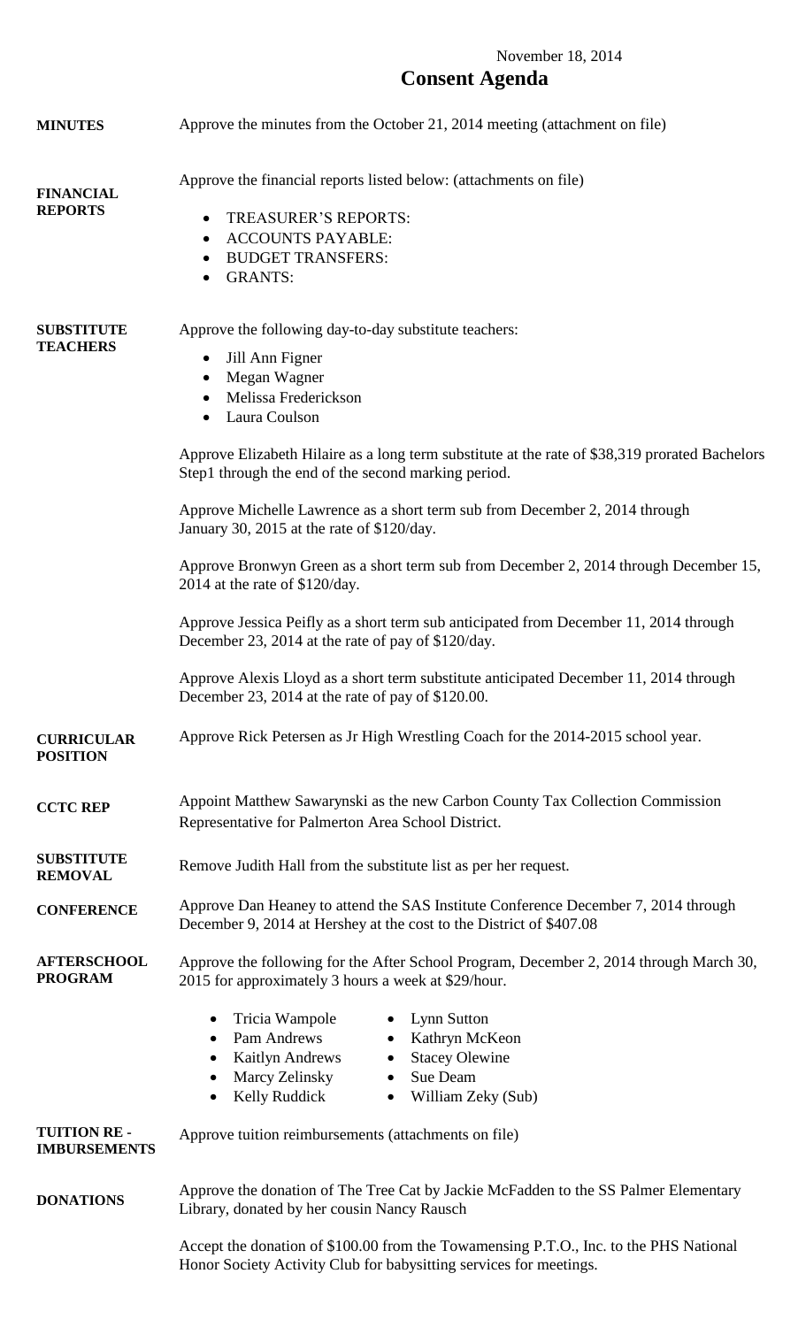November 18, 2014

# Consent Agenda

**MINUTES**

Approve the minutes from the October 21, 2014 meeting (attachment on file)

**FINANCIAL REPORTS**

Approve the financial reports listed below: (attachments on file)

- TREASURER'S REPORTS:
- ACCOUNTS PAYABLE:
- BUDGET TRANSFERS:
- GRANTS:

**SUBSTITUTE TEACHERS**

Approve the following day-to-day substitute teachers:

- Jill Ann Figner
- Megan Wagner
- Melissa Frederickson
- Laura Coulson

Approve Elizabeth Hilaire as a long term substitute at the rate of $38,319 prorated Bachelors Step1 through the end of the second marking period.

Approve Michelle Lawrence as a short term sub from December 2, 2014 through January 30, 2015 at the rate of $120/day.

Approve Bronwyn Green as a short term sub from December 2, 2014 through December 15, 2014 at the rate of $120/day.

Approve Jessica Peifly as a short term sub anticipated from December 11, 2014 through December 23, 2014 at the rate of pay of $120/day.

Approve Alexis Lloyd as a short term substitute anticipated December 11, 2014 through December 23, 2014 at the rate of pay of $120.00.

**CURRICULAR POSITION**

Approve Rick Petersen as Jr High Wrestling Coach for the 2014-2015 school year.

**CCTC REP**

Appoint Matthew Sawarynski as the new Carbon County Tax Collection Commission Representative for Palmerton Area School District.

**SUBSTITUTE REMOVAL**

Remove Judith Hall from the substitute list as per her request.

**CONFERENCE**

Approve Dan Heaney to attend the SAS Institute Conference December 7, 2014 through December 9, 2014 at Hershey at the cost to the District of $407.08

**AFTERSCHOOL PROGRAM**

Approve the following for the After School Program, December 2, 2014 through March 30, 2015 for approximately 3 hours a week at $29/hour.

- Tricia Wampole
- Pam Andrews
- Kaitlyn Andrews
- Marcy Zelinsky
- Kelly Ruddick
- Lynn Sutton
- Kathryn McKeon
- Stacey Olewine
- Sue Deam
- William Zeky (Sub)

**TUITION RE-IMBURSEMENTS**

Approve tuition reimbursements (attachments on file)

**DONATIONS**

Approve the donation of The Tree Cat by Jackie McFadden to the SS Palmer Elementary Library, donated by her cousin Nancy Rausch

Accept the donation of $100.00 from the Towamensing P.T.O., Inc. to the PHS National Honor Society Activity Club for babysitting services for meetings.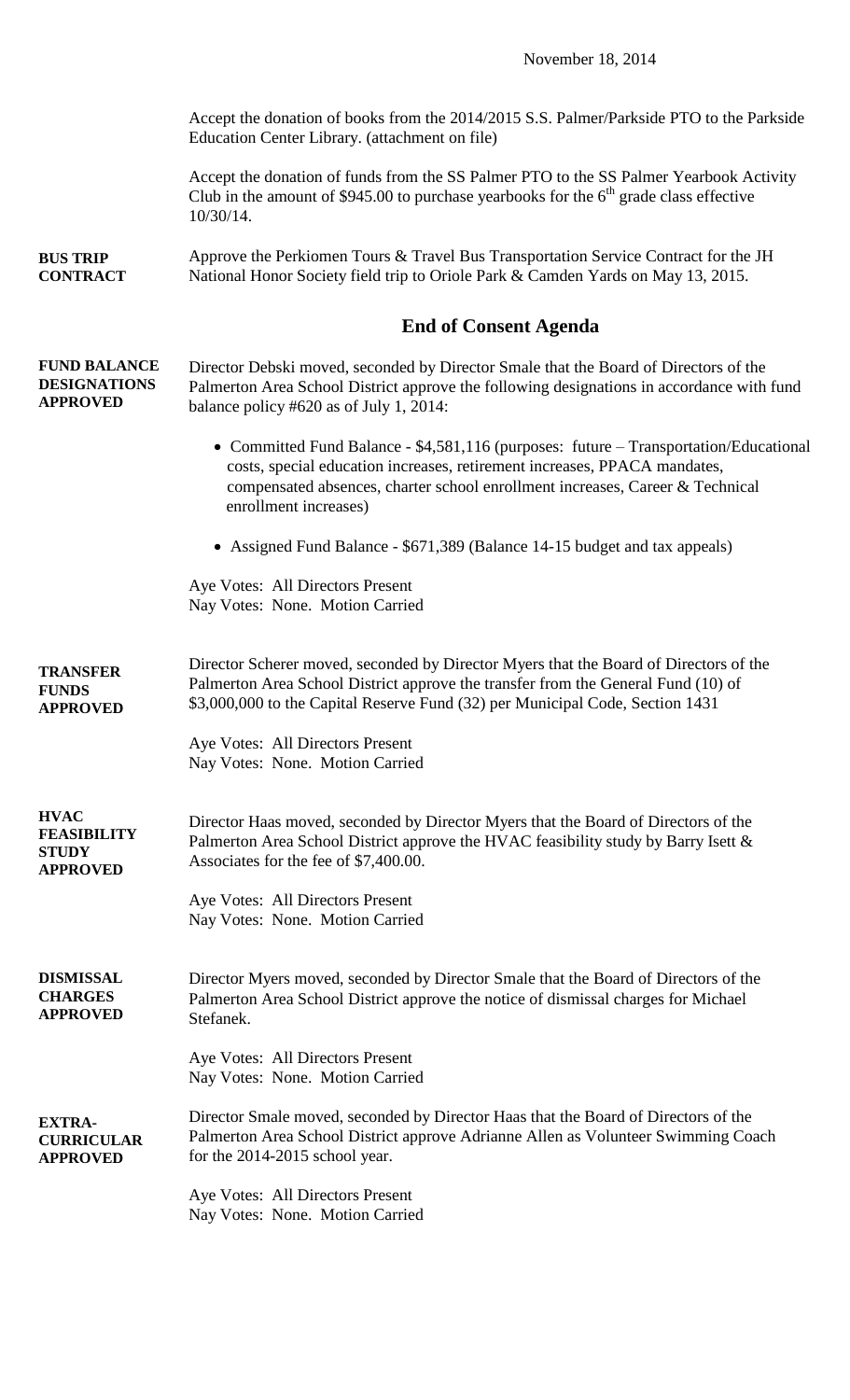November 18, 2014

Accept the donation of books from the 2014/2015 S.S. Palmer/Parkside PTO to the Parkside Education Center Library. (attachment on file)

Accept the donation of funds from the SS Palmer PTO to the SS Palmer Yearbook Activity Club in the amount of $945.00 to purchase yearbooks for the 6th grade class effective 10/30/14.

**BUS TRIP CONTRACT**

Approve the Perkiomen Tours & Travel Bus Transportation Service Contract for the JH National Honor Society field trip to Oriole Park & Camden Yards on May 13, 2015.

## End of Consent Agenda

**FUND BALANCE DESIGNATIONS APPROVED**

Director Debski moved, seconded by Director Smale that the Board of Directors of the Palmerton Area School District approve the following designations in accordance with fund balance policy #620 as of July 1, 2014:

- Committed Fund Balance - $4,581,116 (purposes: future – Transportation/Educational costs, special education increases, retirement increases, PPACA mandates, compensated absences, charter school enrollment increases, Career & Technical enrollment increases)
- Assigned Fund Balance - $671,389 (Balance 14-15 budget and tax appeals)

Aye Votes: All Directors Present
Nay Votes: None. Motion Carried

**TRANSFER FUNDS APPROVED**

Director Scherer moved, seconded by Director Myers that the Board of Directors of the Palmerton Area School District approve the transfer from the General Fund (10) of $3,000,000 to the Capital Reserve Fund (32) per Municipal Code, Section 1431

Aye Votes: All Directors Present
Nay Votes: None. Motion Carried

**HVAC FEASIBILITY STUDY APPROVED**

Director Haas moved, seconded by Director Myers that the Board of Directors of the Palmerton Area School District approve the HVAC feasibility study by Barry Isett & Associates for the fee of $7,400.00.

Aye Votes: All Directors Present
Nay Votes: None. Motion Carried

**DISMISSAL CHARGES APPROVED**

Director Myers moved, seconded by Director Smale that the Board of Directors of the Palmerton Area School District approve the notice of dismissal charges for Michael Stefanek.

Aye Votes: All Directors Present
Nay Votes: None. Motion Carried

**EXTRA-CURRICULAR APPROVED**

Director Smale moved, seconded by Director Haas that the Board of Directors of the Palmerton Area School District approve Adrianne Allen as Volunteer Swimming Coach for the 2014-2015 school year.

Aye Votes: All Directors Present
Nay Votes: None. Motion Carried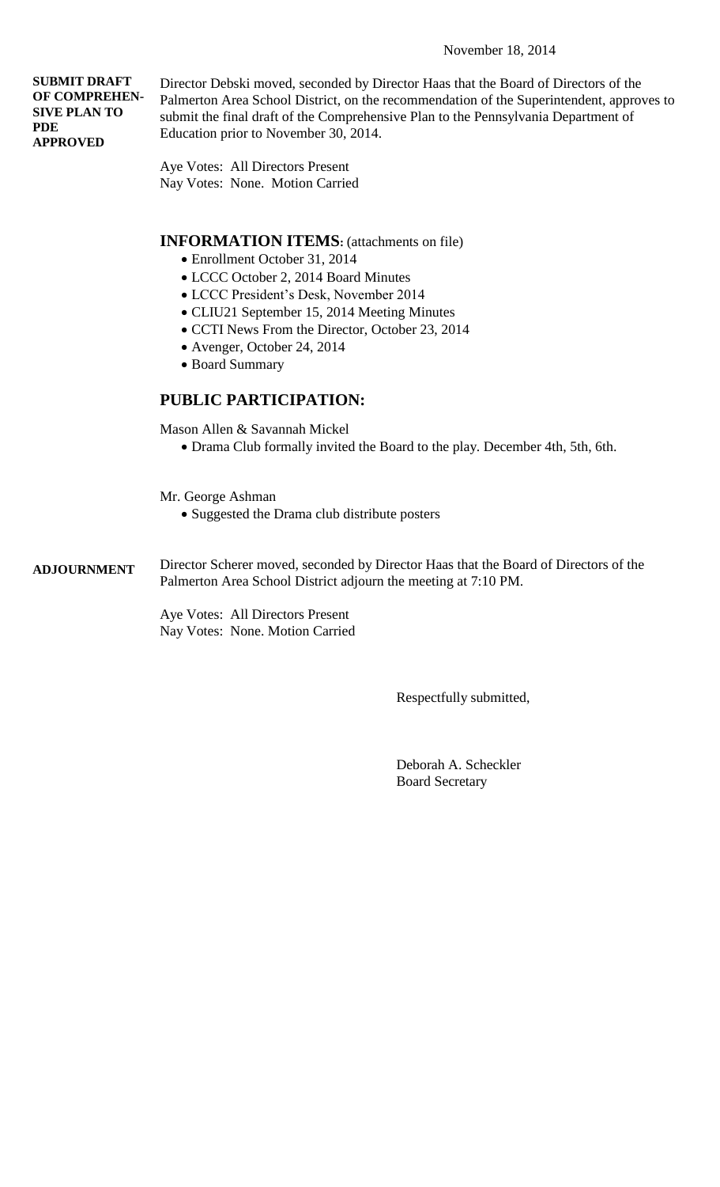November 18, 2014

**SUBMIT DRAFT OF COMPREHEN-SIVE PLAN TO PDE APPROVED**

Director Debski moved, seconded by Director Haas that the Board of Directors of the Palmerton Area School District, on the recommendation of the Superintendent, approves to submit the final draft of the Comprehensive Plan to the Pennsylvania Department of Education prior to November 30, 2014.

Aye Votes: All Directors Present
Nay Votes: None. Motion Carried

## INFORMATION ITEMS: (attachments on file)

- Enrollment October 31, 2014
- LCCC October 2, 2014 Board Minutes
- LCCC President's Desk, November 2014
- CLIU21 September 15, 2014 Meeting Minutes
- CCTI News From the Director, October 23, 2014
- Avenger, October 24, 2014
- Board Summary

## PUBLIC PARTICIPATION:

Mason Allen & Savannah Mickel

- Drama Club formally invited the Board to the play. December 4th, 5th, 6th.

Mr. George Ashman

- Suggested the Drama club distribute posters

**ADJOURNMENT**

Director Scherer moved, seconded by Director Haas that the Board of Directors of the Palmerton Area School District adjourn the meeting at 7:10 PM.

Aye Votes: All Directors Present
Nay Votes: None. Motion Carried

Respectfully submitted,

Deborah A. Scheckler
Board Secretary